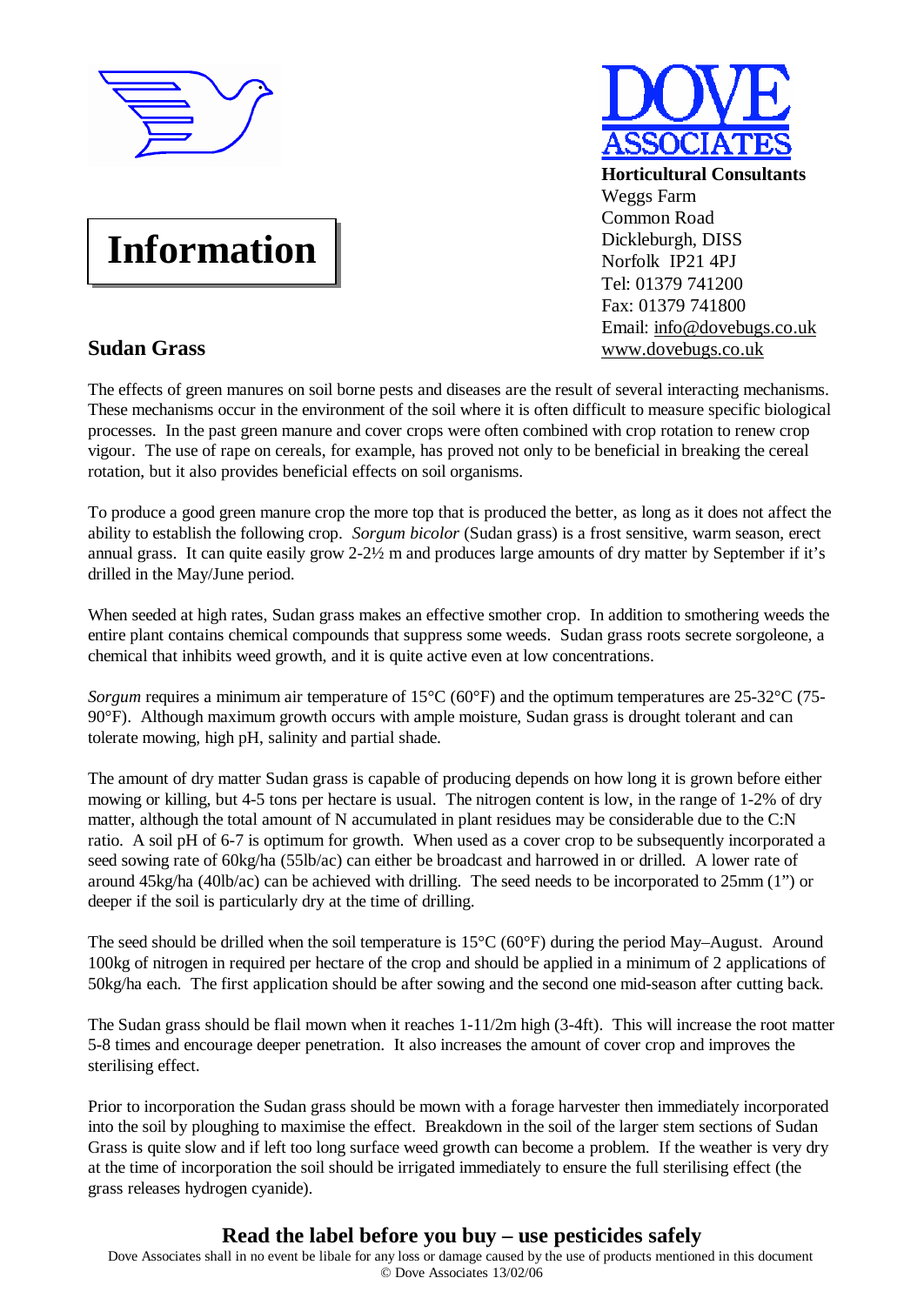**DOVE ASSOCIATES**

**Horticultural Consultants**
Weggs Farm
Common Road
Dickleburgh, DISS
Norfolk IP21 4PJ
Tel: 01379 741200
Fax: 01379 741800
Email: info@dovebugs.co.uk
www.dovebugs.co.uk

# Information

## Sudan Grass

The effects of green manures on soil borne pests and diseases are the result of several interacting mechanisms. These mechanisms occur in the environment of the soil where it is often difficult to measure specific biological processes. In the past green manure and cover crops were often combined with crop rotation to renew crop vigour. The use of rape on cereals, for example, has proved not only to be beneficial in breaking the cereal rotation, but it also provides beneficial effects on soil organisms.

To produce a good green manure crop the more top that is produced the better, as long as it does not affect the ability to establish the following crop. *Sorgum bicolor* (Sudan grass) is a frost sensitive, warm season, erect annual grass. It can quite easily grow 2-2½ m and produces large amounts of dry matter by September if it's drilled in the May/June period.

When seeded at high rates, Sudan grass makes an effective smother crop. In addition to smothering weeds the entire plant contains chemical compounds that suppress some weeds. Sudan grass roots secrete sorgoleone, a chemical that inhibits weed growth, and it is quite active even at low concentrations.

*Sorgum* requires a minimum air temperature of 15°C (60°F) and the optimum temperatures are 25-32°C (75-90°F). Although maximum growth occurs with ample moisture, Sudan grass is drought tolerant and can tolerate mowing, high pH, salinity and partial shade.

The amount of dry matter Sudan grass is capable of producing depends on how long it is grown before either mowing or killing, but 4-5 tons per hectare is usual. The nitrogen content is low, in the range of 1-2% of dry matter, although the total amount of N accumulated in plant residues may be considerable due to the C:N ratio. A soil pH of 6-7 is optimum for growth. When used as a cover crop to be subsequently incorporated a seed sowing rate of 60kg/ha (55lb/ac) can either be broadcast and harrowed in or drilled. A lower rate of around 45kg/ha (40lb/ac) can be achieved with drilling. The seed needs to be incorporated to 25mm (1") or deeper if the soil is particularly dry at the time of drilling.

The seed should be drilled when the soil temperature is 15°C (60°F) during the period May–August. Around 100kg of nitrogen in required per hectare of the crop and should be applied in a minimum of 2 applications of 50kg/ha each. The first application should be after sowing and the second one mid-season after cutting back.

The Sudan grass should be flail mown when it reaches 1-11/2m high (3-4ft). This will increase the root matter 5-8 times and encourage deeper penetration. It also increases the amount of cover crop and improves the sterilising effect.

Prior to incorporation the Sudan grass should be mown with a forage harvester then immediately incorporated into the soil by ploughing to maximise the effect. Breakdown in the soil of the larger stem sections of Sudan Grass is quite slow and if left too long surface weed growth can become a problem. If the weather is very dry at the time of incorporation the soil should be irrigated immediately to ensure the full sterilising effect (the grass releases hydrogen cyanide).

**Read the label before you buy – use pesticides safely**

Dove Associates shall in no event be libale for any loss or damage caused by the use of products mentioned in this document
© Dove Associates 13/02/06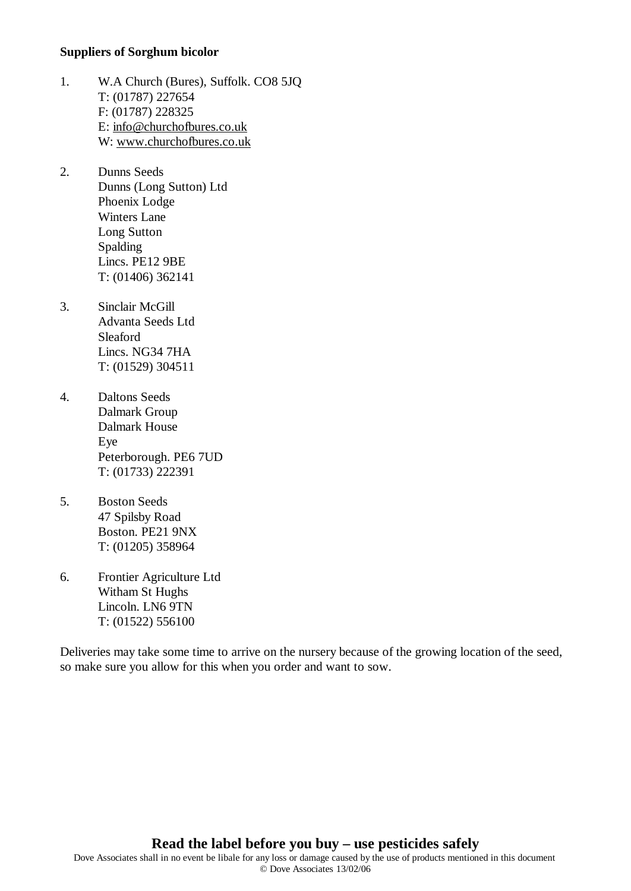**Suppliers of Sorghum bicolor**

1. W.A Church (Bures), Suffolk. CO8 5JQ
   T: (01787) 227654
   F: (01787) 228325
   E: info@churchofbures.co.uk
   W: www.churchofbures.co.uk

2. Dunns Seeds
   Dunns (Long Sutton) Ltd
   Phoenix Lodge
   Winters Lane
   Long Sutton
   Spalding
   Lincs. PE12 9BE
   T: (01406) 362141

3. Sinclair McGill
   Advanta Seeds Ltd
   Sleaford
   Lincs. NG34 7HA
   T: (01529) 304511

4. Daltons Seeds
   Dalmark Group
   Dalmark House
   Eye
   Peterborough. PE6 7UD
   T: (01733) 222391

5. Boston Seeds
   47 Spilsby Road
   Boston. PE21 9NX
   T: (01205) 358964

6. Frontier Agriculture Ltd
   Witham St Hughs
   Lincoln. LN6 9TN
   T: (01522) 556100

Deliveries may take some time to arrive on the nursery because of the growing location of the seed, so make sure you allow for this when you order and want to sow.

**Read the label before you buy – use pesticides safely**

Dove Associates shall in no event be libale for any loss or damage caused by the use of products mentioned in this document

© Dove Associates 13/02/06